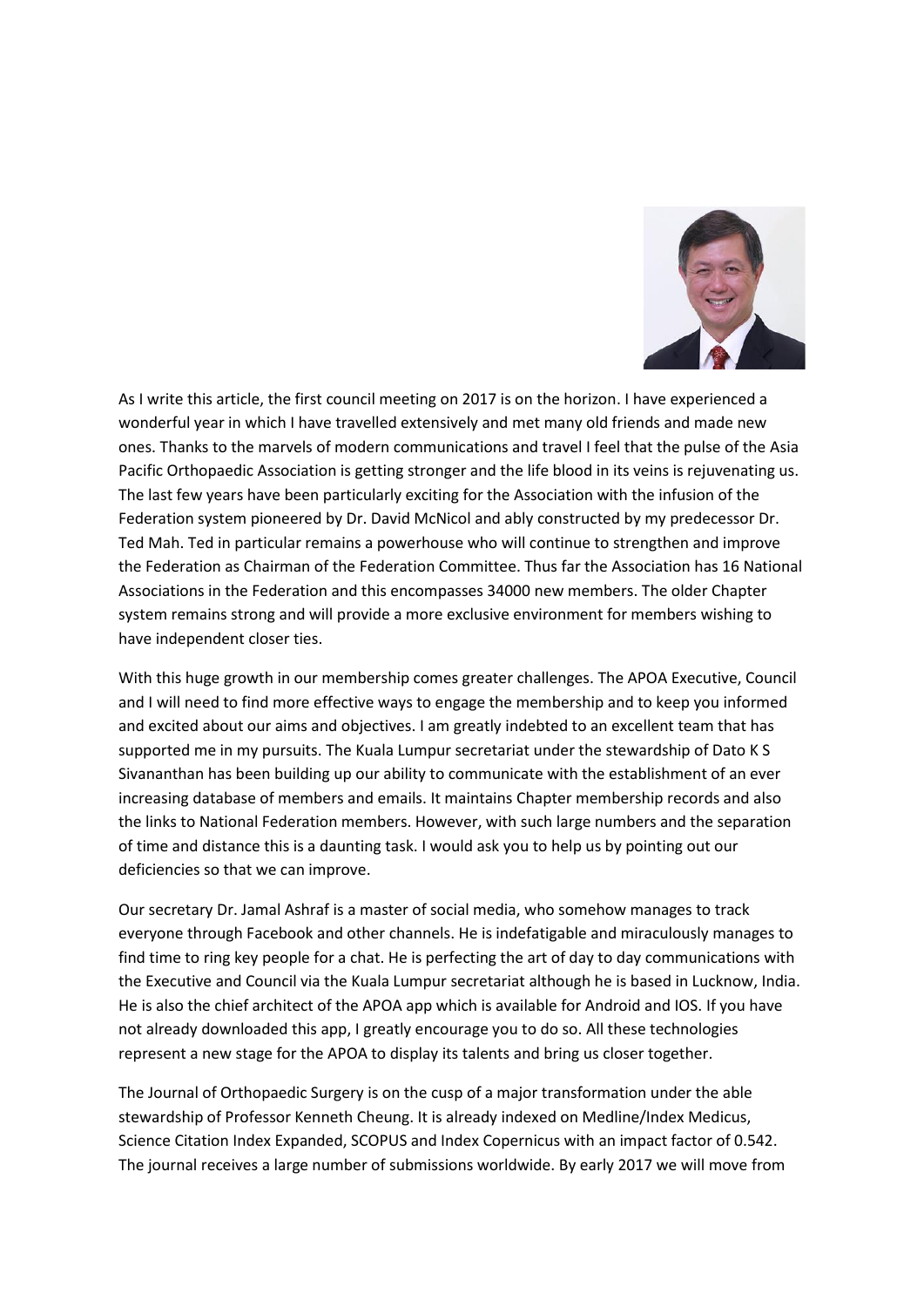As I write this article, the first council meeting on 2017 is on the horizon. I have experienced a wonderful year in which I have travelled extensively and met many old friends and made new ones. Thanks to the marvels of modern communications and travel I feel that the pulse of the Asia Pacific Orthopaedic Association is getting stronger and the life blood in its veins is rejuvenating us. The last few years have been particularly exciting for the Association with the infusion of the Federation system pioneered by Dr. David McNicol and ably constructed by my predecessor Dr. Ted Mah. Ted in particular remains a powerhouse who will continue to strengthen and improve the Federation as Chairman of the Federation Committee. Thus far the Association has 16 National Associations in the Federation and this encompasses 34000 new members. The older Chapter system remains strong and will provide a more exclusive environment for members wishing to have independent closer ties.

With this huge growth in our membership comes greater challenges. The APOA Executive, Council and I will need to find more effective ways to engage the membership and to keep you informed and excited about our aims and objectives. I am greatly indebted to an excellent team that has supported me in my pursuits. The Kuala Lumpur secretariat under the stewardship of Dato K S Sivananthan has been building up our ability to communicate with the establishment of an ever increasing database of members and emails. It maintains Chapter membership records and also the links to National Federation members. However, with such large numbers and the separation of time and distance this is a daunting task. I would ask you to help us by pointing out our deficiencies so that we can improve.

Our secretary Dr. Jamal Ashraf is a master of social media, who somehow manages to track everyone through Facebook and other channels. He is indefatigable and miraculously manages to find time to ring key people for a chat. He is perfecting the art of day to day communications with the Executive and Council via the Kuala Lumpur secretariat although he is based in Lucknow, India. He is also the chief architect of the APOA app which is available for Android and IOS. If you have not already downloaded this app, I greatly encourage you to do so. All these technologies represent a new stage for the APOA to display its talents and bring us closer together.

The Journal of Orthopaedic Surgery is on the cusp of a major transformation under the able stewardship of Professor Kenneth Cheung. It is already indexed on Medline/Index Medicus, Science Citation Index Expanded, SCOPUS and Index Copernicus with an impact factor of 0.542. The journal receives a large number of submissions worldwide. By early 2017 we will move from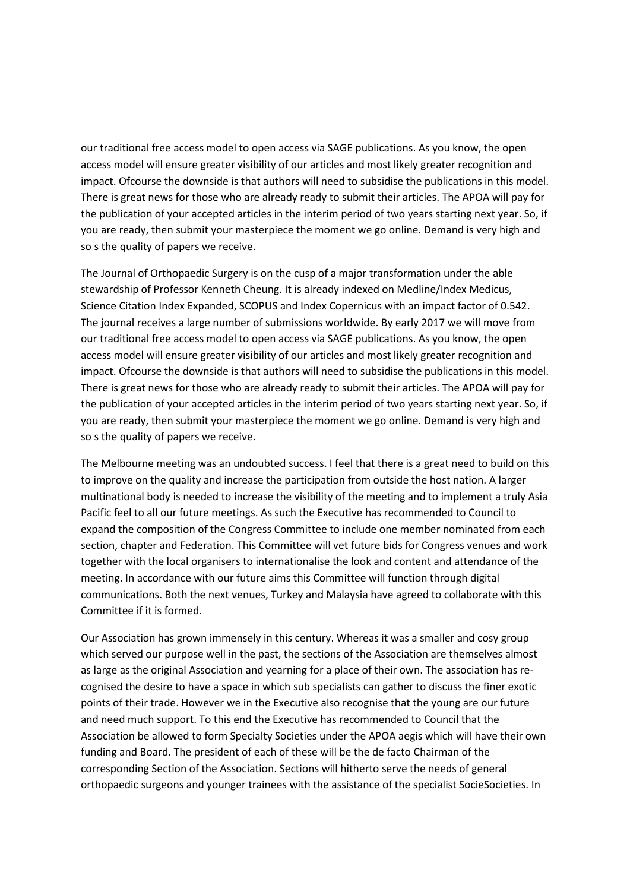our traditional free access model to open access via SAGE publications. As you know, the open access model will ensure greater visibility of our articles and most likely greater recognition and impact. Ofcourse the downside is that authors will need to subsidise the publications in this model. There is great news for those who are already ready to submit their articles. The APOA will pay for the publication of your accepted articles in the interim period of two years starting next year. So, if you are ready, then submit your masterpiece the moment we go online. Demand is very high and so s the quality of papers we receive.

The Journal of Orthopaedic Surgery is on the cusp of a major transformation under the able stewardship of Professor Kenneth Cheung. It is already indexed on Medline/Index Medicus, Science Citation Index Expanded, SCOPUS and Index Copernicus with an impact factor of 0.542. The journal receives a large number of submissions worldwide. By early 2017 we will move from our traditional free access model to open access via SAGE publications. As you know, the open access model will ensure greater visibility of our articles and most likely greater recognition and impact. Ofcourse the downside is that authors will need to subsidise the publications in this model. There is great news for those who are already ready to submit their articles. The APOA will pay for the publication of your accepted articles in the interim period of two years starting next year. So, if you are ready, then submit your masterpiece the moment we go online. Demand is very high and so s the quality of papers we receive.

The Melbourne meeting was an undoubted success. I feel that there is a great need to build on this to improve on the quality and increase the participation from outside the host nation. A larger multinational body is needed to increase the visibility of the meeting and to implement a truly Asia Pacific feel to all our future meetings. As such the Executive has recommended to Council to expand the composition of the Congress Committee to include one member nominated from each section, chapter and Federation. This Committee will vet future bids for Congress venues and work together with the local organisers to internationalise the look and content and attendance of the meeting. In accordance with our future aims this Committee will function through digital communications. Both the next venues, Turkey and Malaysia have agreed to collaborate with this Committee if it is formed.

Our Association has grown immensely in this century. Whereas it was a smaller and cosy group which served our purpose well in the past, the sections of the Association are themselves almost as large as the original Association and yearning for a place of their own. The association has re-cognised the desire to have a space in which sub specialists can gather to discuss the finer exotic points of their trade. However we in the Executive also recognise that the young are our future and need much support. To this end the Executive has recommended to Council that the Association be allowed to form Specialty Societies under the APOA aegis which will have their own funding and Board. The president of each of these will be the de facto Chairman of the corresponding Section of the Association. Sections will hitherto serve the needs of general orthopaedic surgeons and younger trainees with the assistance of the specialist SocieSocieties. In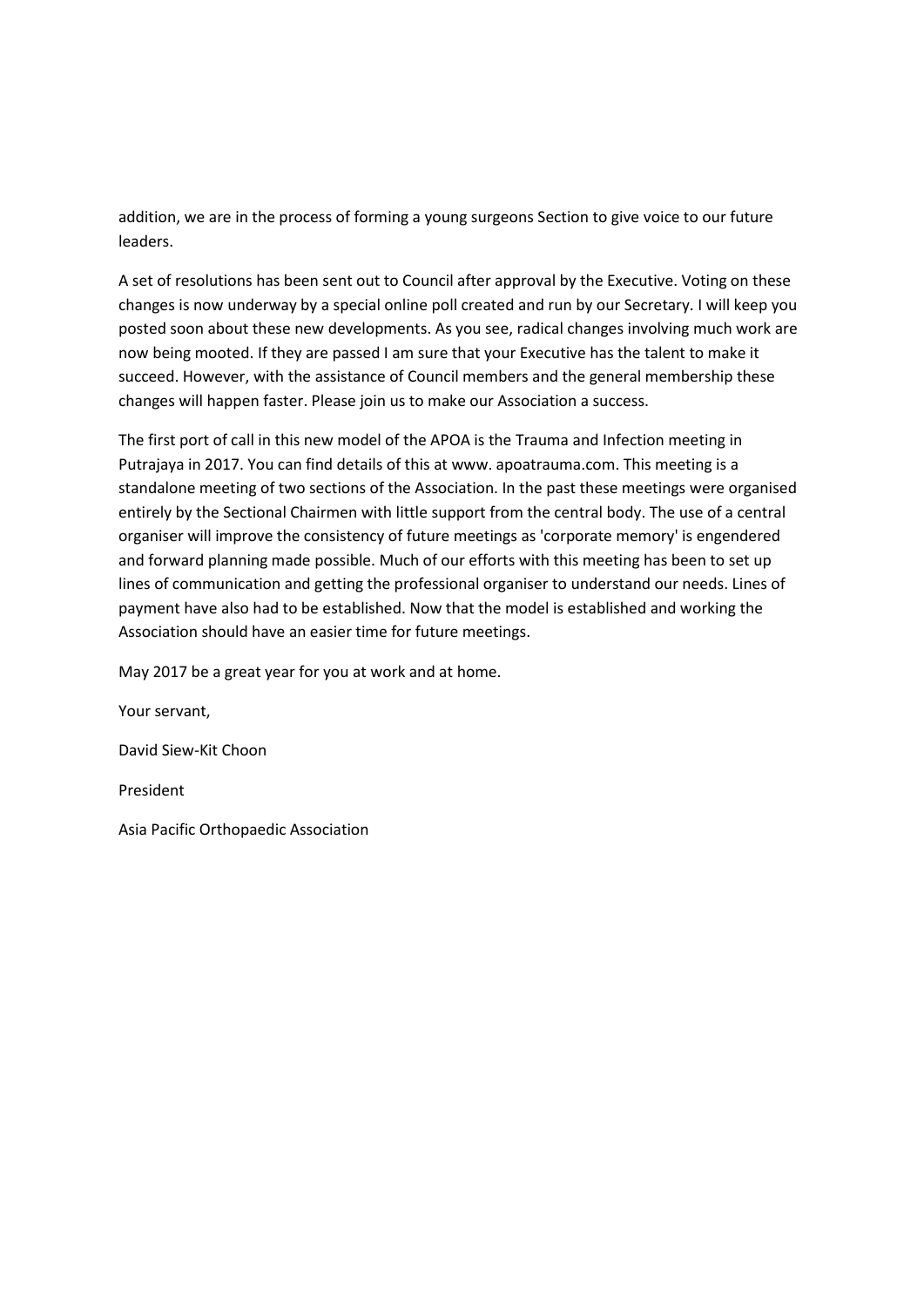addition, we are in the process of forming a young surgeons Section to give voice to our future leaders.

A set of resolutions has been sent out to Council after approval by the Executive. Voting on these changes is now underway by a special online poll created and run by our Secretary. I will keep you posted soon about these new developments. As you see, radical changes involving much work are now being mooted. If they are passed I am sure that your Executive has the talent to make it succeed. However, with the assistance of Council members and the general membership these changes will happen faster. Please join us to make our Association a success.

The first port of call in this new model of the APOA is the Trauma and Infection meeting in Putrajaya in 2017. You can find details of this at www. apoatrauma.com. This meeting is a standalone meeting of two sections of the Association. In the past these meetings were organised entirely by the Sectional Chairmen with little support from the central body. The use of a central organiser will improve the consistency of future meetings as 'corporate memory' is engendered and forward planning made possible. Much of our efforts with this meeting has been to set up lines of communication and getting the professional organiser to understand our needs. Lines of payment have also had to be established. Now that the model is established and working the Association should have an easier time for future meetings.

May 2017 be a great year for you at work and at home.

Your servant,

David Siew-Kit Choon

President

Asia Pacific Orthopaedic Association